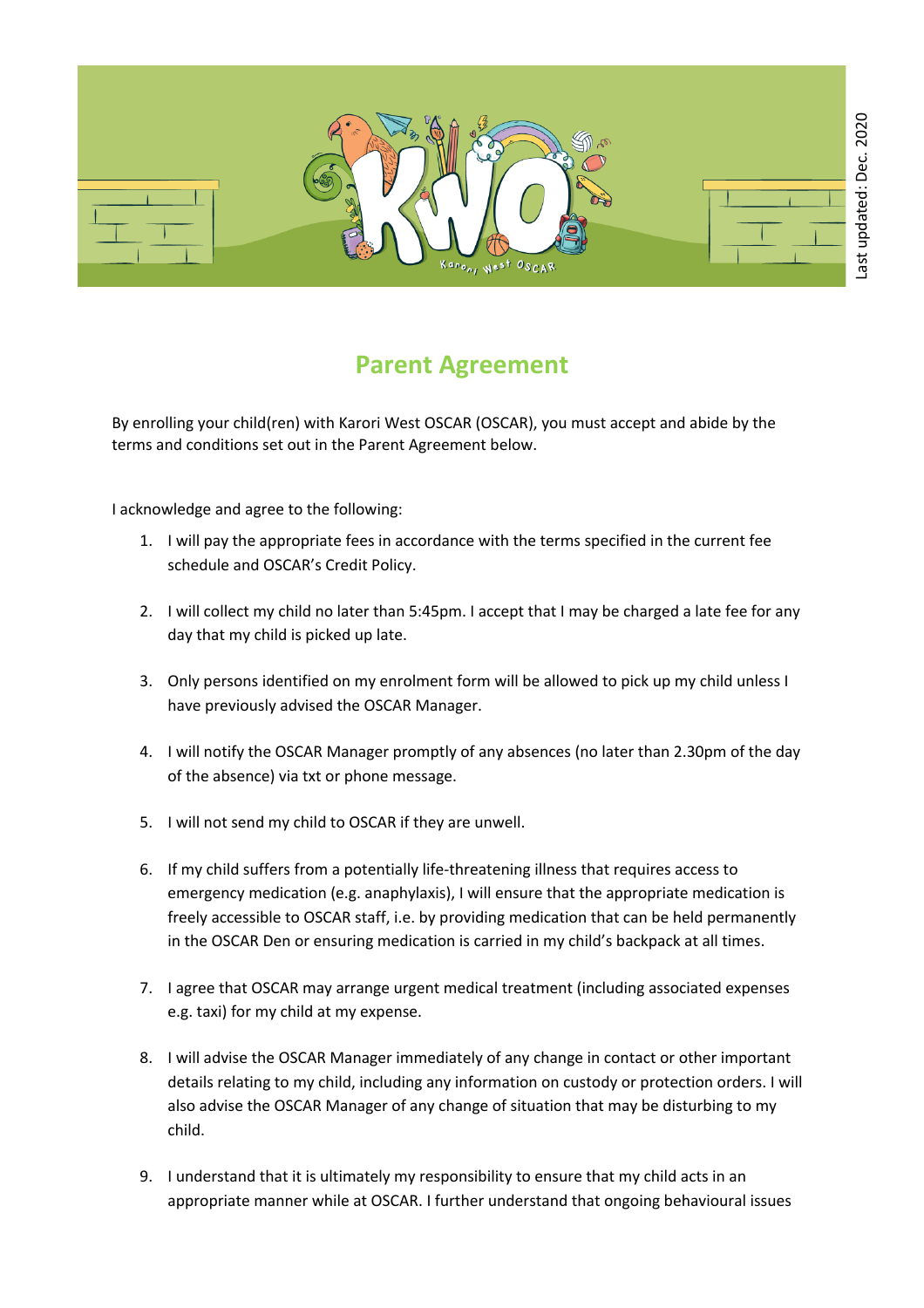Last updated: Dec. 2020

# Parent Agreement

By enrolling your child(ren) with Karori West OSCAR (OSCAR), you must accept and abide by the terms and conditions set out in the Parent Agreement below.

I acknowledge and agree to the following:

1. I will pay the appropriate fees in accordance with the terms specified in the current fee schedule and OSCAR's Credit Policy.

2. I will collect my child no later than 5:45pm. I accept that I may be charged a late fee for any day that my child is picked up late.

3. Only persons identified on my enrolment form will be allowed to pick up my child unless I have previously advised the OSCAR Manager.

4. I will notify the OSCAR Manager promptly of any absences (no later than 2.30pm of the day of the absence) via txt or phone message.

5. I will not send my child to OSCAR if they are unwell.

6. If my child suffers from a potentially life-threatening illness that requires access to emergency medication (e.g. anaphylaxis), I will ensure that the appropriate medication is freely accessible to OSCAR staff, i.e. by providing medication that can be held permanently in the OSCAR Den or ensuring medication is carried in my child's backpack at all times.

7. I agree that OSCAR may arrange urgent medical treatment (including associated expenses e.g. taxi) for my child at my expense.

8. I will advise the OSCAR Manager immediately of any change in contact or other important details relating to my child, including any information on custody or protection orders. I will also advise the OSCAR Manager of any change of situation that may be disturbing to my child.

9. I understand that it is ultimately my responsibility to ensure that my child acts in an appropriate manner while at OSCAR. I further understand that ongoing behavioural issues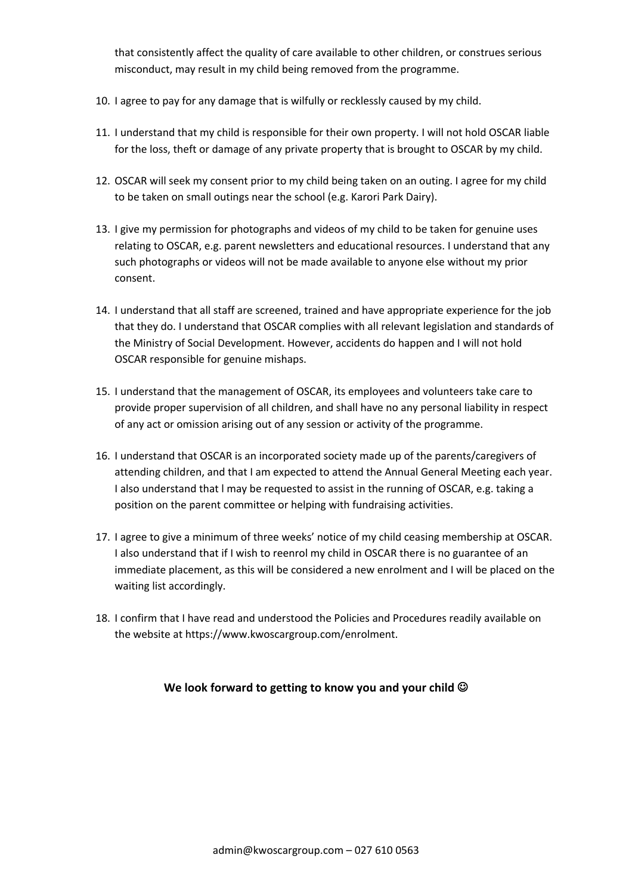that consistently affect the quality of care available to other children, or construes serious misconduct, may result in my child being removed from the programme.

10. I agree to pay for any damage that is wilfully or recklessly caused by my child.

11. I understand that my child is responsible for their own property. I will not hold OSCAR liable for the loss, theft or damage of any private property that is brought to OSCAR by my child.

12. OSCAR will seek my consent prior to my child being taken on an outing. I agree for my child to be taken on small outings near the school (e.g. Karori Park Dairy).

13. I give my permission for photographs and videos of my child to be taken for genuine uses relating to OSCAR, e.g. parent newsletters and educational resources. I understand that any such photographs or videos will not be made available to anyone else without my prior consent.

14. I understand that all staff are screened, trained and have appropriate experience for the job that they do. I understand that OSCAR complies with all relevant legislation and standards of the Ministry of Social Development. However, accidents do happen and I will not hold OSCAR responsible for genuine mishaps.

15. I understand that the management of OSCAR, its employees and volunteers take care to provide proper supervision of all children, and shall have no any personal liability in respect of any act or omission arising out of any session or activity of the programme.

16. I understand that OSCAR is an incorporated society made up of the parents/caregivers of attending children, and that I am expected to attend the Annual General Meeting each year. I also understand that l may be requested to assist in the running of OSCAR, e.g. taking a position on the parent committee or helping with fundraising activities.

17. I agree to give a minimum of three weeks' notice of my child ceasing membership at OSCAR. I also understand that if I wish to reenrol my child in OSCAR there is no guarantee of an immediate placement, as this will be considered a new enrolment and I will be placed on the waiting list accordingly.

18. I confirm that I have read and understood the Policies and Procedures readily available on the website at https://www.kwoscargroup.com/enrolment.

**We look forward to getting to know you and your child ☺**

admin@kwoscargroup.com – 027 610 0563